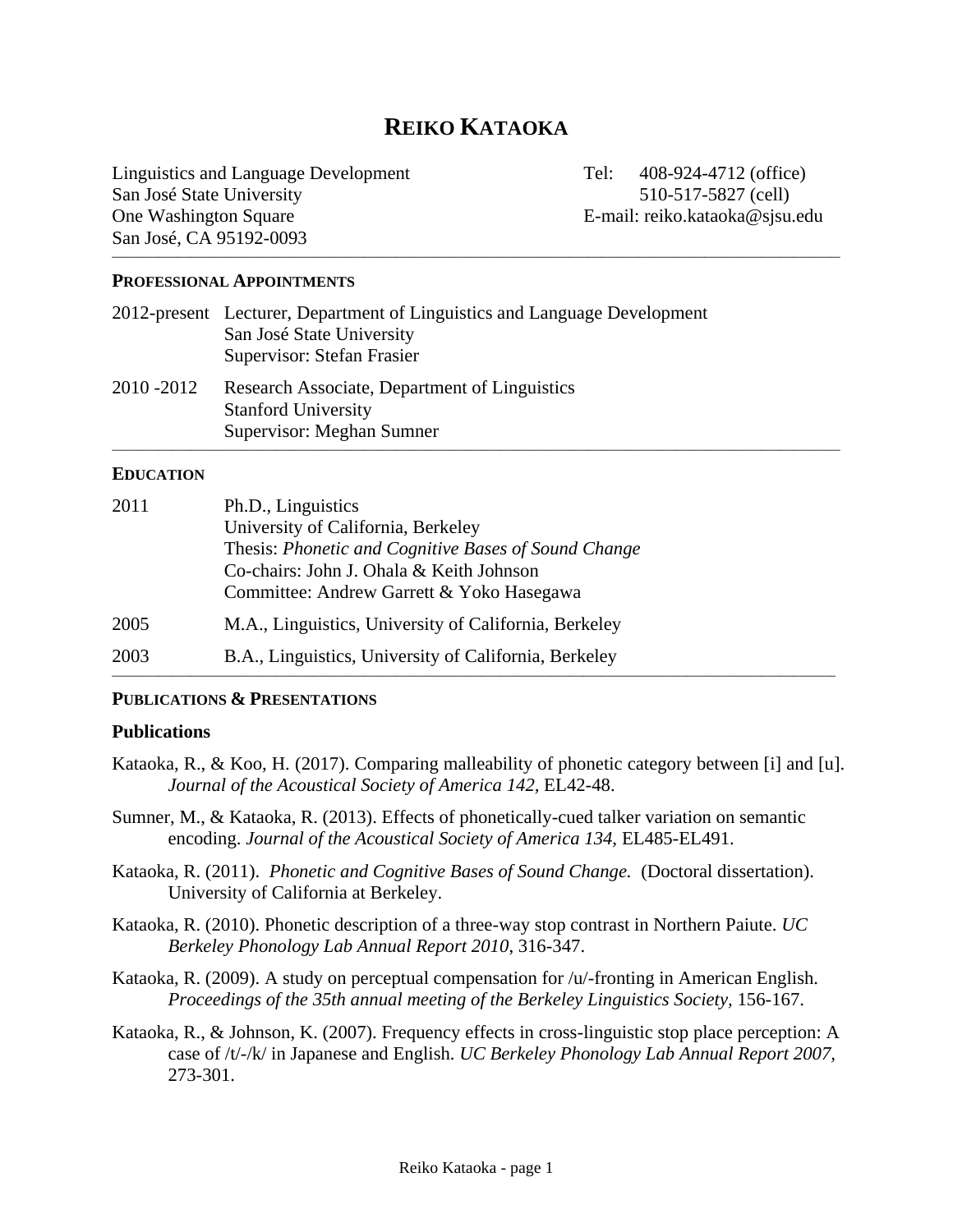# REIKO KATAOKA

Linguistics and Language Development
San José State University
One Washington Square
San José, CA 95192-0093

Tel: 408-924-4712 (office)
510-517-5827 (cell)
E-mail: reiko.kataoka@sjsu.edu

---

## PROFESSIONAL APPOINTMENTS

2012-present Lecturer, Department of Linguistics and Language Development
San José State University
Supervisor: Stefan Frasier

2010 -2012 Research Associate, Department of Linguistics
Stanford University
Supervisor: Meghan Sumner

---

## EDUCATION

2011 Ph.D., Linguistics
University of California, Berkeley
Thesis: *Phonetic and Cognitive Bases of Sound Change*
Co-chairs: John J. Ohala & Keith Johnson
Committee: Andrew Garrett & Yoko Hasegawa

2005 M.A., Linguistics, University of California, Berkeley

2003 B.A., Linguistics, University of California, Berkeley

---

## PUBLICATIONS & PRESENTATIONS

### Publications

Kataoka, R., & Koo, H. (2017). Comparing malleability of phonetic category between [i] and [u]. *Journal of the Acoustical Society of America 142,* EL42-48.

Sumner, M., & Kataoka, R. (2013). Effects of phonetically-cued talker variation on semantic encoding. *Journal of the Acoustical Society of America 134,* EL485-EL491.

Kataoka, R. (2011). *Phonetic and Cognitive Bases of Sound Change.* (Doctoral dissertation). University of California at Berkeley.

Kataoka, R. (2010). Phonetic description of a three-way stop contrast in Northern Paiute. *UC Berkeley Phonology Lab Annual Report 2010*, 316-347.

Kataoka, R. (2009). A study on perceptual compensation for /u/-fronting in American English. *Proceedings of the 35th annual meeting of the Berkeley Linguistics Society*, 156-167.

Kataoka, R., & Johnson, K. (2007). Frequency effects in cross-linguistic stop place perception: A case of /t/-/k/ in Japanese and English. *UC Berkeley Phonology Lab Annual Report 2007,* 273-301.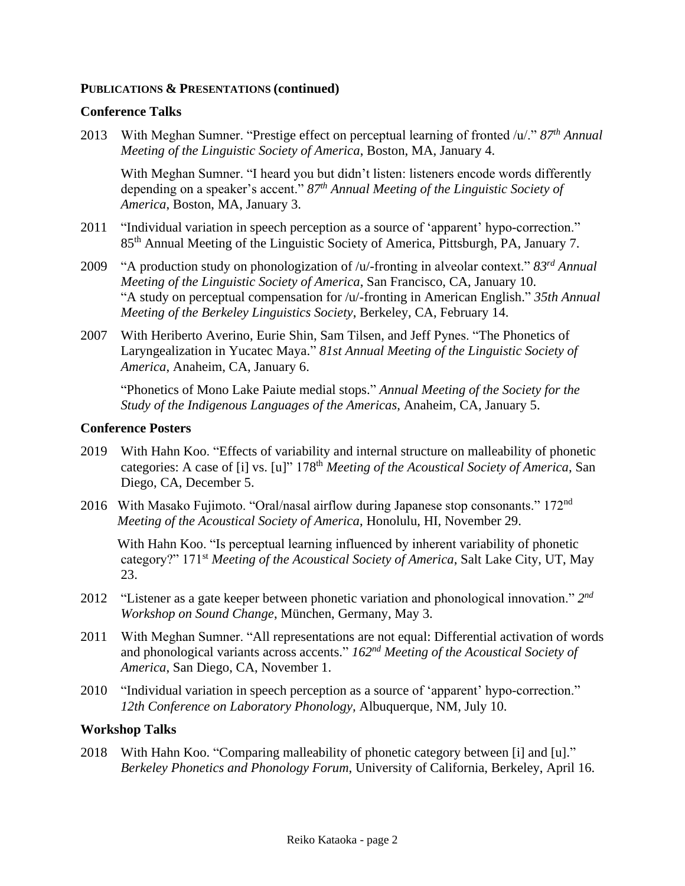**PUBLICATIONS & PRESENTATIONS (continued)**

### Conference Talks

2013 With Meghan Sumner. "Prestige effect on perceptual learning of fronted /u/." *87th Annual Meeting of the Linguistic Society of America*, Boston, MA, January 4.

With Meghan Sumner. "I heard you but didn't listen: listeners encode words differently depending on a speaker's accent." *87th Annual Meeting of the Linguistic Society of America*, Boston, MA, January 3.

2011 "Individual variation in speech perception as a source of 'apparent' hypo-correction." 85th Annual Meeting of the Linguistic Society of America, Pittsburgh, PA, January 7.

2009 "A production study on phonologization of /u/-fronting in alveolar context." *83rd Annual Meeting of the Linguistic Society of America*, San Francisco, CA, January 10.
"A study on perceptual compensation for /u/-fronting in American English." *35th Annual Meeting of the Berkeley Linguistics Society*, Berkeley, CA, February 14.

2007 With Heriberto Averino, Eurie Shin, Sam Tilsen, and Jeff Pynes. "The Phonetics of Laryngealization in Yucatec Maya." *81st Annual Meeting of the Linguistic Society of America*, Anaheim, CA, January 6.

"Phonetics of Mono Lake Paiute medial stops." *Annual Meeting of the Society for the Study of the Indigenous Languages of the Americas*, Anaheim, CA, January 5.

### Conference Posters

2019 With Hahn Koo. "Effects of variability and internal structure on malleability of phonetic categories: A case of [i] vs. [u]" 178th *Meeting of the Acoustical Society of America*, San Diego, CA, December 5.

2016 With Masako Fujimoto. "Oral/nasal airflow during Japanese stop consonants." 172nd *Meeting of the Acoustical Society of America*, Honolulu, HI, November 29.

With Hahn Koo. "Is perceptual learning influenced by inherent variability of phonetic category?" 171st *Meeting of the Acoustical Society of America*, Salt Lake City, UT, May 23.

2012 "Listener as a gate keeper between phonetic variation and phonological innovation." *2nd Workshop on Sound Change*, München, Germany, May 3.

2011 With Meghan Sumner. "All representations are not equal: Differential activation of words and phonological variants across accents." *162nd Meeting of the Acoustical Society of America*, San Diego, CA, November 1.

2010 "Individual variation in speech perception as a source of 'apparent' hypo-correction." *12th Conference on Laboratory Phonology*, Albuquerque, NM, July 10.

### Workshop Talks

2018 With Hahn Koo. "Comparing malleability of phonetic category between [i] and [u]." *Berkeley Phonetics and Phonology Forum*, University of California, Berkeley, April 16.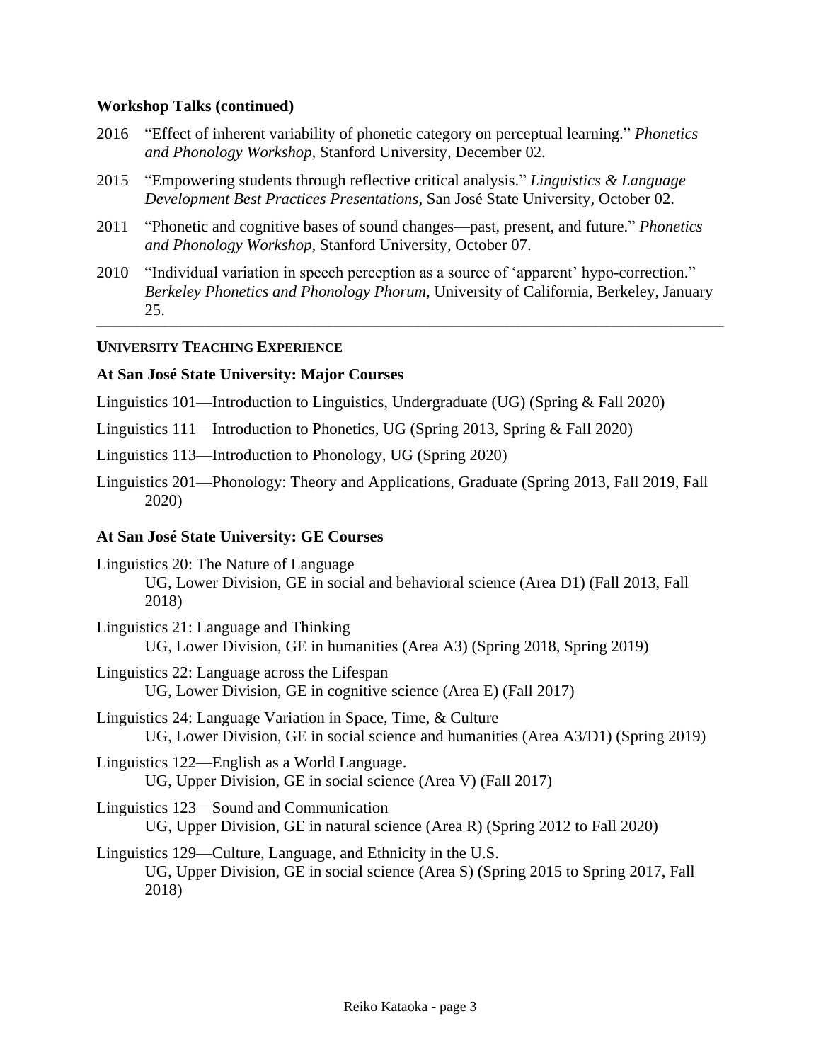### Workshop Talks (continued)

2016 "Effect of inherent variability of phonetic category on perceptual learning." *Phonetics and Phonology Workshop*, Stanford University, December 02.

2015 "Empowering students through reflective critical analysis." *Linguistics & Language Development Best Practices Presentations*, San José State University, October 02.

2011 "Phonetic and cognitive bases of sound changes—past, present, and future." *Phonetics and Phonology Workshop*, Stanford University, October 07.

2010 "Individual variation in speech perception as a source of 'apparent' hypo-correction." *Berkeley Phonetics and Phonology Phorum*, University of California, Berkeley, January 25.

---

## UNIVERSITY TEACHING EXPERIENCE

### At San José State University: Major Courses

Linguistics 101—Introduction to Linguistics, Undergraduate (UG) (Spring & Fall 2020)

Linguistics 111—Introduction to Phonetics, UG (Spring 2013, Spring & Fall 2020)

Linguistics 113—Introduction to Phonology, UG (Spring 2020)

Linguistics 201—Phonology: Theory and Applications, Graduate (Spring 2013, Fall 2019, Fall 2020)

### At San José State University: GE Courses

Linguistics 20: The Nature of Language
UG, Lower Division, GE in social and behavioral science (Area D1) (Fall 2013, Fall 2018)

Linguistics 21: Language and Thinking
UG, Lower Division, GE in humanities (Area A3) (Spring 2018, Spring 2019)

Linguistics 22: Language across the Lifespan
UG, Lower Division, GE in cognitive science (Area E) (Fall 2017)

Linguistics 24: Language Variation in Space, Time, & Culture
UG, Lower Division, GE in social science and humanities (Area A3/D1) (Spring 2019)

Linguistics 122—English as a World Language.
UG, Upper Division, GE in social science (Area V) (Fall 2017)

Linguistics 123—Sound and Communication
UG, Upper Division, GE in natural science (Area R) (Spring 2012 to Fall 2020)

Linguistics 129—Culture, Language, and Ethnicity in the U.S.
UG, Upper Division, GE in social science (Area S) (Spring 2015 to Spring 2017, Fall 2018)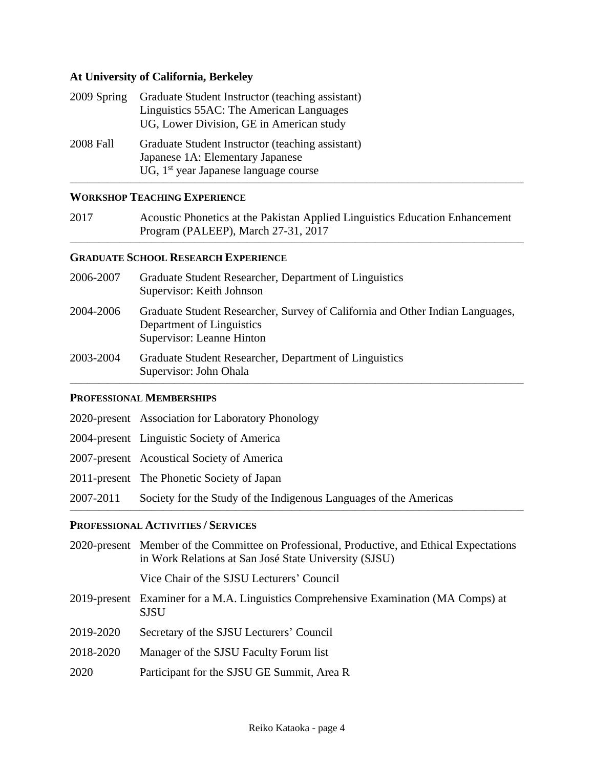**At University of California, Berkeley**

| | |
|---|---|
| 2009 Spring | Graduate Student Instructor (teaching assistant)<br>Linguistics 55AC: The American Languages<br>UG, Lower Division, GE in American study |
| 2008 Fall | Graduate Student Instructor (teaching assistant)<br>Japanese 1A: Elementary Japanese<br>UG, 1st year Japanese language course |

---

## WORKSHOP TEACHING EXPERIENCE

| | |
|---|---|
| 2017 | Acoustic Phonetics at the Pakistan Applied Linguistics Education Enhancement Program (PALEEP), March 27-31, 2017 |

---

## GRADUATE SCHOOL RESEARCH EXPERIENCE

| | |
|---|---|
| 2006-2007 | Graduate Student Researcher, Department of Linguistics<br>Supervisor: Keith Johnson |
| 2004-2006 | Graduate Student Researcher, Survey of California and Other Indian Languages, Department of Linguistics<br>Supervisor: Leanne Hinton |
| 2003-2004 | Graduate Student Researcher, Department of Linguistics<br>Supervisor: John Ohala |

---

## PROFESSIONAL MEMBERSHIPS

| | |
|---|---|
| 2020-present | Association for Laboratory Phonology |
| 2004-present | Linguistic Society of America |
| 2007-present | Acoustical Society of America |
| 2011-present | The Phonetic Society of Japan |
| 2007-2011 | Society for the Study of the Indigenous Languages of the Americas |

---

## PROFESSIONAL ACTIVITIES / SERVICES

| | |
|---|---|
| 2020-present | Member of the Committee on Professional, Productive, and Ethical Expectations in Work Relations at San José State University (SJSU)<br><br>Vice Chair of the SJSU Lecturers' Council |
| 2019-present | Examiner for a M.A. Linguistics Comprehensive Examination (MA Comps) at SJSU |
| 2019-2020 | Secretary of the SJSU Lecturers' Council |
| 2018-2020 | Manager of the SJSU Faculty Forum list |
| 2020 | Participant for the SJSU GE Summit, Area R |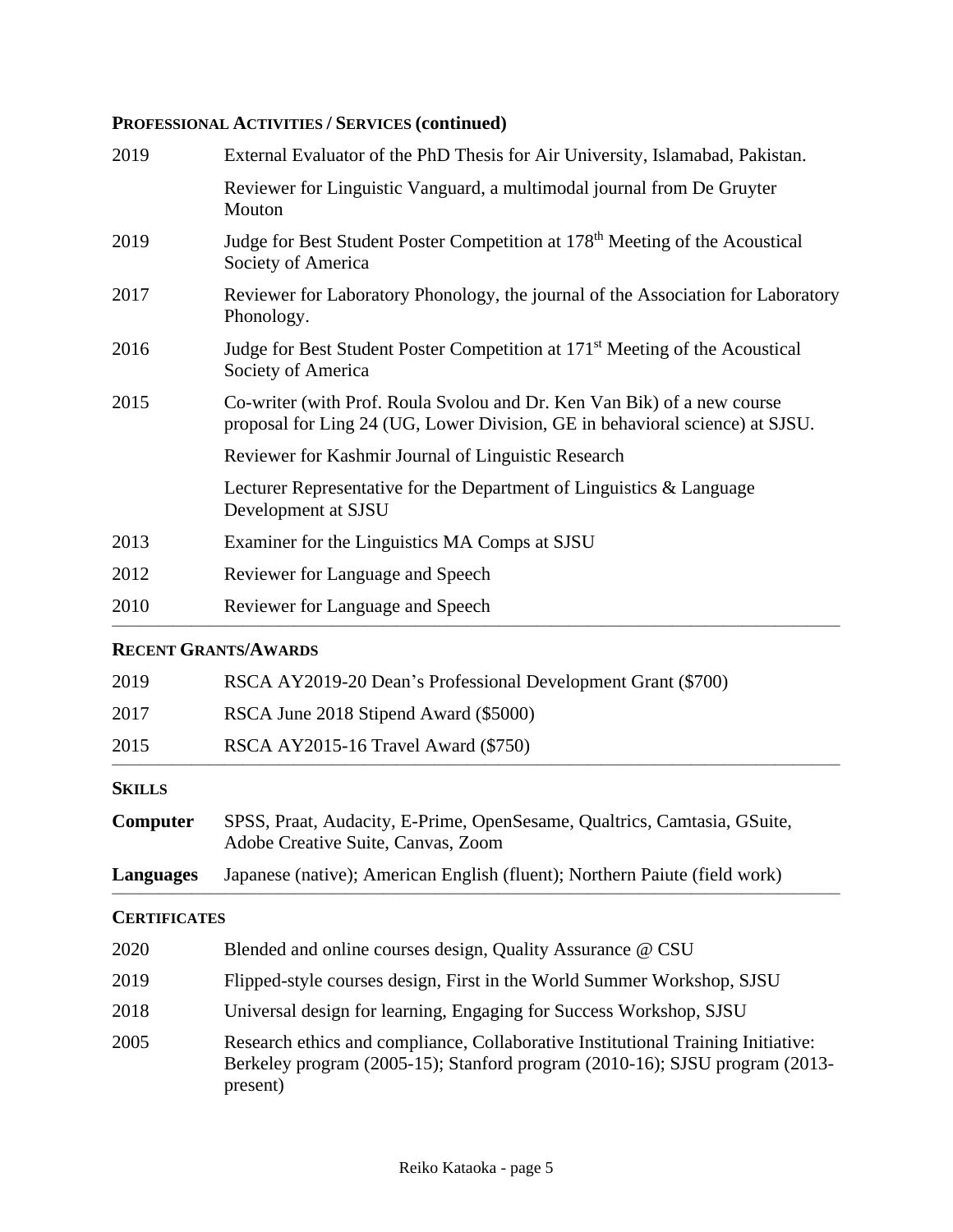## Professional Activities / Services (continued)

| | |
|---|---|
| 2019 | External Evaluator of the PhD Thesis for Air University, Islamabad, Pakistan. |
| | Reviewer for Linguistic Vanguard, a multimodal journal from De Gruyter Mouton |
| 2019 | Judge for Best Student Poster Competition at 178th Meeting of the Acoustical Society of America |
| 2017 | Reviewer for Laboratory Phonology, the journal of the Association for Laboratory Phonology. |
| 2016 | Judge for Best Student Poster Competition at 171st Meeting of the Acoustical Society of America |
| 2015 | Co-writer (with Prof. Roula Svolou and Dr. Ken Van Bik) of a new course proposal for Ling 24 (UG, Lower Division, GE in behavioral science) at SJSU. |
| | Reviewer for Kashmir Journal of Linguistic Research |
| | Lecturer Representative for the Department of Linguistics & Language Development at SJSU |
| 2013 | Examiner for the Linguistics MA Comps at SJSU |
| 2012 | Reviewer for Language and Speech |
| 2010 | Reviewer for Language and Speech |

## Recent Grants/Awards

| | |
|---|---|
| 2019 | RSCA AY2019-20 Dean's Professional Development Grant ($700) |
| 2017 | RSCA June 2018 Stipend Award ($5000) |
| 2015 | RSCA AY2015-16 Travel Award ($750) |

## Skills

| | |
|---|---|
| **Computer** | SPSS, Praat, Audacity, E-Prime, OpenSesame, Qualtrics, Camtasia, GSuite, Adobe Creative Suite, Canvas, Zoom |
| **Languages** | Japanese (native); American English (fluent); Northern Paiute (field work) |

## Certificates

| | |
|---|---|
| 2020 | Blended and online courses design, Quality Assurance @ CSU |
| 2019 | Flipped-style courses design, First in the World Summer Workshop, SJSU |
| 2018 | Universal design for learning, Engaging for Success Workshop, SJSU |
| 2005 | Research ethics and compliance, Collaborative Institutional Training Initiative: Berkeley program (2005-15); Stanford program (2010-16); SJSU program (2013-present) |